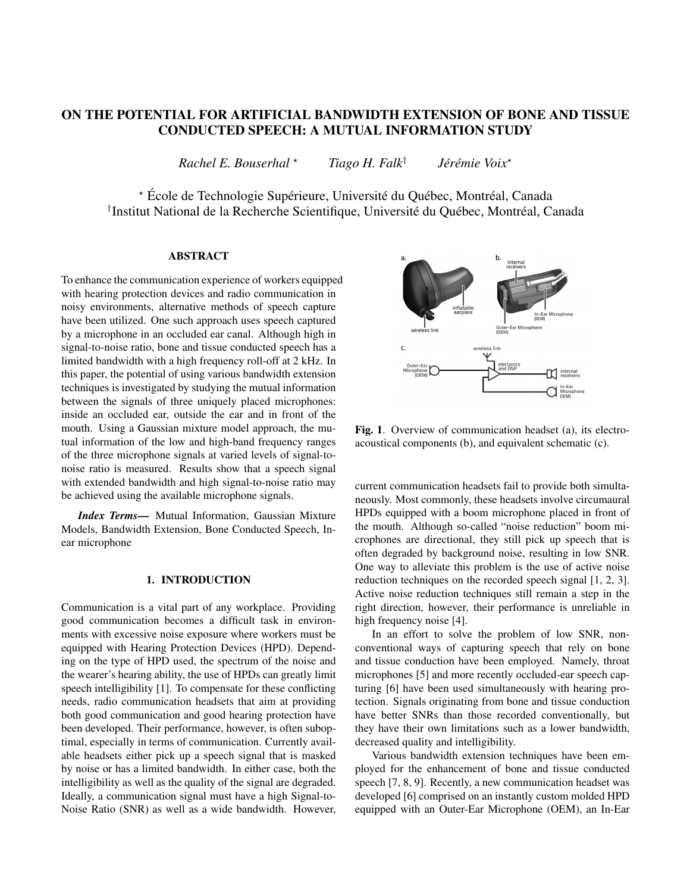# ON THE POTENTIAL FOR ARTIFICIAL BANDWIDTH EXTENSION OF BONE AND TISSUE CONDUCTED SPEECH: A MUTUAL INFORMATION STUDY

*Rachel E. Bouserhal* [⋆] *Tiago H. Falk* [†] *Jérémie Voix* [⋆]

[⋆] École de Technologie Supérieure, Université du Québec, Montréal, Canada
[†] Institut National de la Recherche Scientifique, Université du Québec, Montréal, Canada

## ABSTRACT

To enhance the communication experience of workers equipped with hearing protection devices and radio communication in noisy environments, alternative methods of speech capture have been utilized. One such approach uses speech captured by a microphone in an occluded ear canal. Although high in signal-to-noise ratio, bone and tissue conducted speech has a limited bandwidth with a high frequency roll-off at 2 kHz. In this paper, the potential of using various bandwidth extension techniques is investigated by studying the mutual information between the signals of three uniquely placed microphones: inside an occluded ear, outside the ear and in front of the mouth. Using a Gaussian mixture model approach, the mutual information of the low and high-band frequency ranges of the three microphone signals at varied levels of signal-to-noise ratio is measured. Results show that a speech signal with extended bandwidth and high signal-to-noise ratio may be achieved using the available microphone signals.

***Index Terms*—** Mutual Information, Gaussian Mixture Models, Bandwidth Extension, Bone Conducted Speech, In-ear microphone

## 1. INTRODUCTION

Communication is a vital part of any workplace. Providing good communication becomes a difficult task in environments with excessive noise exposure where workers must be equipped with Hearing Protection Devices (HPD). Depending on the type of HPD used, the spectrum of the noise and the wearer's hearing ability, the use of HPDs can greatly limit speech intelligibility [1]. To compensate for these conflicting needs, radio communication headsets that aim at providing both good communication and good hearing protection have been developed. Their performance, however, is often suboptimal, especially in terms of communication. Currently available headsets either pick up a speech signal that is masked by noise or has a limited bandwidth. In either case, both the intelligibility as well as the quality of the signal are degraded. Ideally, a communication signal must have a high Signal-to-Noise Ratio (SNR) as well as a wide bandwidth. However, current communication headsets fail to provide both simultaneously. Most commonly, these headsets involve circumaural HPDs equipped with a boom microphone placed in front of the mouth. Although so-called "noise reduction" boom microphones are directional, they still pick up speech that is often degraded by background noise, resulting in low SNR. One way to alleviate this problem is the use of active noise reduction techniques on the recorded speech signal [1, 2, 3]. Active noise reduction techniques still remain a step in the right direction, however, their performance is unreliable in high frequency noise [4].

**Fig. 1**. Overview of communication headset (a), its electro-acoustical components (b), and equivalent schematic (c).

In an effort to solve the problem of low SNR, non-conventional ways of capturing speech that rely on bone and tissue conduction have been employed. Namely, throat microphones [5] and more recently occluded-ear speech capturing [6] have been used simultaneously with hearing protection. Signals originating from bone and tissue conduction have better SNRs than those recorded conventionally, but they have their own limitations such as a lower bandwidth, decreased quality and intelligibility.

Various bandwidth extension techniques have been employed for the enhancement of bone and tissue conducted speech [7, 8, 9]. Recently, a new communication headset was developed [6] comprised on an instantly custom molded HPD equipped with an Outer-Ear Microphone (OEM), an In-Ear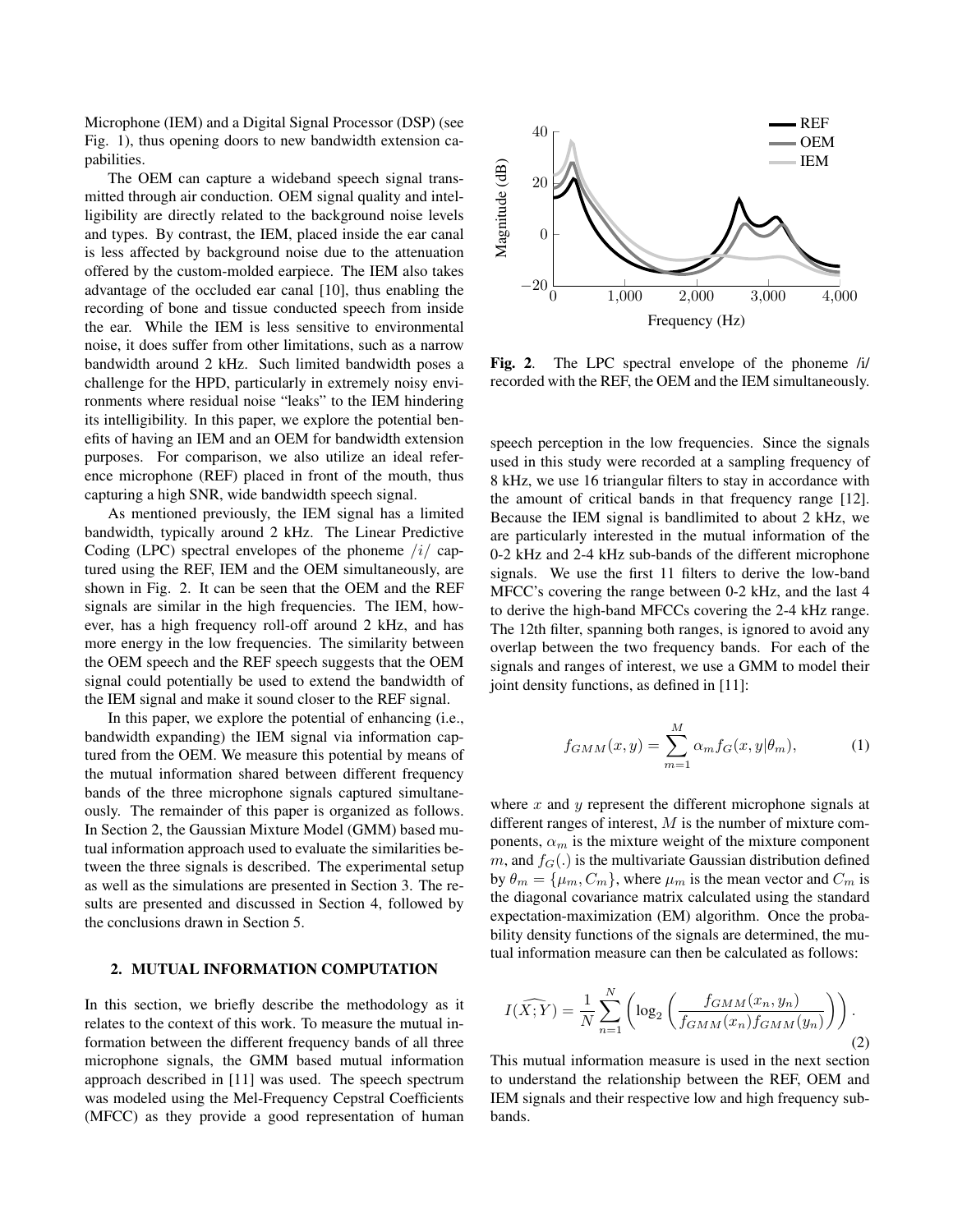Microphone (IEM) and a Digital Signal Processor (DSP) (see Fig. 1), thus opening doors to new bandwidth extension capabilities.

The OEM can capture a wideband speech signal transmitted through air conduction. OEM signal quality and intelligibility are directly related to the background noise levels and types. By contrast, the IEM, placed inside the ear canal is less affected by background noise due to the attenuation offered by the custom-molded earpiece. The IEM also takes advantage of the occluded ear canal [10], thus enabling the recording of bone and tissue conducted speech from inside the ear. While the IEM is less sensitive to environmental noise, it does suffer from other limitations, such as a narrow bandwidth around 2 kHz. Such limited bandwidth poses a challenge for the HPD, particularly in extremely noisy environments where residual noise "leaks" to the IEM hindering its intelligibility. In this paper, we explore the potential benefits of having an IEM and an OEM for bandwidth extension purposes. For comparison, we also utilize an ideal reference microphone (REF) placed in front of the mouth, thus capturing a high SNR, wide bandwidth speech signal.

As mentioned previously, the IEM signal has a limited bandwidth, typically around 2 kHz. The Linear Predictive Coding (LPC) spectral envelopes of the phoneme $/i/$ captured using the REF, IEM and the OEM simultaneously, are shown in Fig. 2. It can be seen that the OEM and the REF signals are similar in the high frequencies. The IEM, however, has a high frequency roll-off around 2 kHz, and has more energy in the low frequencies. The similarity between the OEM speech and the REF speech suggests that the OEM signal could potentially be used to extend the bandwidth of the IEM signal and make it sound closer to the REF signal.

In this paper, we explore the potential of enhancing (i.e., bandwidth expanding) the IEM signal via information captured from the OEM. We measure this potential by means of the mutual information shared between different frequency bands of the three microphone signals captured simultaneously. The remainder of this paper is organized as follows. In Section 2, the Gaussian Mixture Model (GMM) based mutual information approach used to evaluate the similarities between the three signals is described. The experimental setup as well as the simulations are presented in Section 3. The results are presented and discussed in Section 4, followed by the conclusions drawn in Section 5.

**Fig. 2**. The LPC spectral envelope of the phoneme /i/ recorded with the REF, the OEM and the IEM simultaneously.

## 2. MUTUAL INFORMATION COMPUTATION

In this section, we briefly describe the methodology as it relates to the context of this work. To measure the mutual information between the different frequency bands of all three microphone signals, the GMM based mutual information approach described in [11] was used. The speech spectrum was modeled using the Mel-Frequency Cepstral Coefficients (MFCC) as they provide a good representation of human speech perception in the low frequencies. Since the signals used in this study were recorded at a sampling frequency of 8 kHz, we use 16 triangular filters to stay in accordance with the amount of critical bands in that frequency range [12]. Because the IEM signal is bandlimited to about 2 kHz, we are particularly interested in the mutual information of the 0-2 kHz and 2-4 kHz sub-bands of the different microphone signals. We use the first 11 filters to derive the low-band MFCC's covering the range between 0-2 kHz, and the last 4 to derive the high-band MFCCs covering the 2-4 kHz range. The 12th filter, spanning both ranges, is ignored to avoid any overlap between the two frequency bands. For each of the signals and ranges of interest, we use a GMM to model their joint density functions, as defined in [11]:

$$f_{GMM}(x, y) = \sum_{m=1}^{M} \alpha_m f_G(x, y|\theta_m), \tag{1}$$

where $x$ and $y$ represent the different microphone signals at different ranges of interest, $M$ is the number of mixture components, $\alpha_m$ is the mixture weight of the mixture component $m$, and $f_G(.)$ is the multivariate Gaussian distribution defined by $\theta_m = \{\mu_m, C_m\}$, where $\mu_m$ is the mean vector and $C_m$ is the diagonal covariance matrix calculated using the standard expectation-maximization (EM) algorithm. Once the probability density functions of the signals are determined, the mutual information measure can then be calculated as follows:

$$I(\widehat{X;Y}) = \frac{1}{N} \sum_{n=1}^{N} \left( \log_2 \left( \frac{f_{GMM}(x_n, y_n)}{f_{GMM}(x_n) f_{GMM}(y_n)} \right) \right). \tag{2}$$

This mutual information measure is used in the next section to understand the relationship between the REF, OEM and IEM signals and their respective low and high frequency subbands.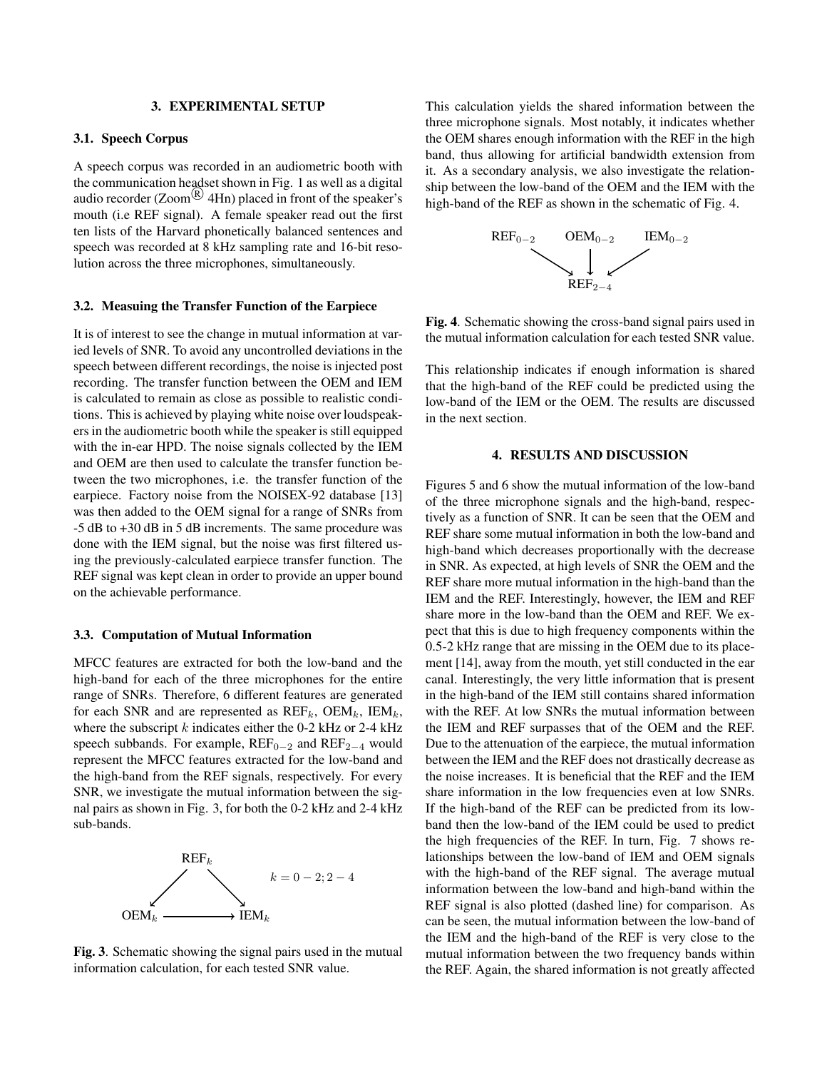## 3. EXPERIMENTAL SETUP

### 3.1. Speech Corpus

A speech corpus was recorded in an audiometric booth with the communication headset shown in Fig. 1 as well as a digital audio recorder (Zoom® 4Hn) placed in front of the speaker's mouth (i.e REF signal). A female speaker read out the first ten lists of the Harvard phonetically balanced sentences and speech was recorded at 8 kHz sampling rate and 16-bit resolution across the three microphones, simultaneously.

### 3.2. Measuing the Transfer Function of the Earpiece

It is of interest to see the change in mutual information at varied levels of SNR. To avoid any uncontrolled deviations in the speech between different recordings, the noise is injected post recording. The transfer function between the OEM and IEM is calculated to remain as close as possible to realistic conditions. This is achieved by playing white noise over loudspeakers in the audiometric booth while the speaker is still equipped with the in-ear HPD. The noise signals collected by the IEM and OEM are then used to calculate the transfer function between the two microphones, i.e. the transfer function of the earpiece. Factory noise from the NOISEX-92 database [13] was then added to the OEM signal for a range of SNRs from -5 dB to +30 dB in 5 dB increments. The same procedure was done with the IEM signal, but the noise was first filtered using the previously-calculated earpiece transfer function. The REF signal was kept clean in order to provide an upper bound on the achievable performance.

### 3.3. Computation of Mutual Information

MFCC features are extracted for both the low-band and the high-band for each of the three microphones for the entire range of SNRs. Therefore, 6 different features are generated for each SNR and are represented as $\text{REF}_k$, $\text{OEM}_k$, $\text{IEM}_k$, where the subscript $k$ indicates either the 0-2 kHz or 2-4 kHz speech subbands. For example, $\text{REF}_{0-2}$ and $\text{REF}_{2-4}$ would represent the MFCC features extracted for the low-band and the high-band from the REF signals, respectively. For every SNR, we investigate the mutual information between the signal pairs as shown in Fig. 3, for both the 0-2 kHz and 2-4 kHz sub-bands.

$$
\begin{array}{ccc}
 & \text{REF}_k & \\
\swarrow & & \searrow \\
\text{OEM}_k & \longrightarrow & \text{IEM}_k
\end{array}
\qquad k = 0-2; 2-4
$$

**Fig. 3**. Schematic showing the signal pairs used in the mutual information calculation, for each tested SNR value.

This calculation yields the shared information between the three microphone signals. Most notably, it indicates whether the OEM shares enough information with the REF in the high band, thus allowing for artificial bandwidth extension from it. As a secondary analysis, we also investigate the relationship between the low-band of the OEM and the IEM with the high-band of the REF as shown in the schematic of Fig. 4.

$$
\begin{array}{ccc}
\text{REF}_{0-2} & \text{OEM}_{0-2} & \text{IEM}_{0-2} \\
\searrow & \downarrow & \swarrow \\
 & \text{REF}_{2-4} &
\end{array}
$$

**Fig. 4**. Schematic showing the cross-band signal pairs used in the mutual information calculation for each tested SNR value.

This relationship indicates if enough information is shared that the high-band of the REF could be predicted using the low-band of the IEM or the OEM. The results are discussed in the next section.

## 4. RESULTS AND DISCUSSION

Figures 5 and 6 show the mutual information of the low-band of the three microphone signals and the high-band, respectively as a function of SNR. It can be seen that the OEM and REF share some mutual information in both the low-band and high-band which decreases proportionally with the decrease in SNR. As expected, at high levels of SNR the OEM and the REF share more mutual information in the high-band than the IEM and the REF. Interestingly, however, the IEM and REF share more in the low-band than the OEM and REF. We expect that this is due to high frequency components within the 0.5-2 kHz range that are missing in the OEM due to its placement [14], away from the mouth, yet still conducted in the ear canal. Interestingly, the very little information that is present in the high-band of the IEM still contains shared information with the REF. At low SNRs the mutual information between the IEM and REF surpasses that of the OEM and the REF. Due to the attenuation of the earpiece, the mutual information between the IEM and the REF does not drastically decrease as the noise increases. It is beneficial that the REF and the IEM share information in the low frequencies even at low SNRs. If the high-band of the REF can be predicted from its low-band then the low-band of the IEM could be used to predict the high frequencies of the REF. In turn, Fig. 7 shows relationships between the low-band of IEM and OEM signals with the high-band of the REF signal. The average mutual information between the low-band and high-band within the REF signal is also plotted (dashed line) for comparison. As can be seen, the mutual information between the low-band of the IEM and the high-band of the REF is very close to the mutual information between the two frequency bands within the REF. Again, the shared information is not greatly affected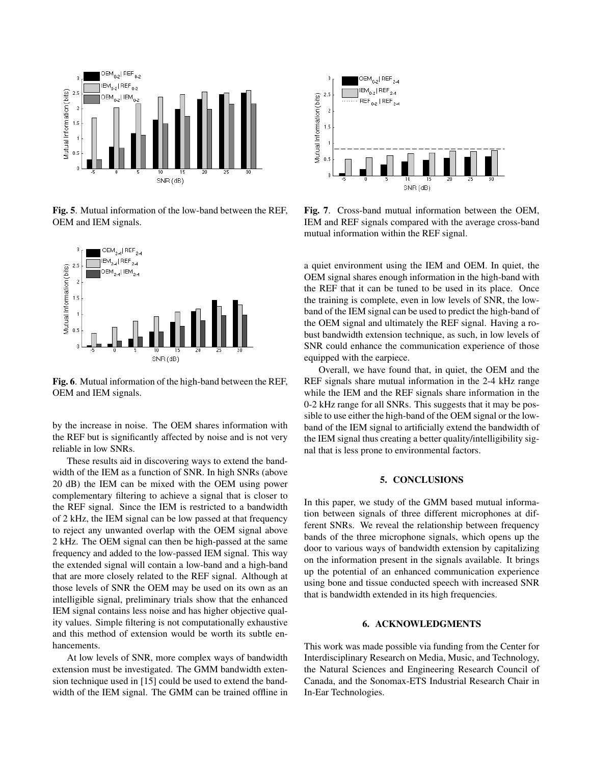Fig. 5. Mutual information of the low-band between the REF, OEM and IEM signals.

Fig. 6. Mutual information of the high-band between the REF, OEM and IEM signals.

by the increase in noise. The OEM shares information with the REF but is significantly affected by noise and is not very reliable in low SNRs.

These results aid in discovering ways to extend the bandwidth of the IEM as a function of SNR. In high SNRs (above 20 dB) the IEM can be mixed with the OEM using power complementary filtering to achieve a signal that is closer to the REF signal. Since the IEM is restricted to a bandwidth of 2 kHz, the IEM signal can be low passed at that frequency to reject any unwanted overlap with the OEM signal above 2 kHz. The OEM signal can then be high-passed at the same frequency and added to the low-passed IEM signal. This way the extended signal will contain a low-band and a high-band that are more closely related to the REF signal. Although at those levels of SNR the OEM may be used on its own as an intelligible signal, preliminary trials show that the enhanced IEM signal contains less noise and has higher objective quality values. Simple filtering is not computationally exhaustive and this method of extension would be worth its subtle enhancements.

At low levels of SNR, more complex ways of bandwidth extension must be investigated. The GMM bandwidth extension technique used in [15] could be used to extend the bandwidth of the IEM signal. The GMM can be trained offline in a quiet environment using the IEM and OEM. In quiet, the OEM signal shares enough information in the high-band with the REF that it can be tuned to be used in its place. Once the training is complete, even in low levels of SNR, the low-band of the IEM signal can be used to predict the high-band of the OEM signal and ultimately the REF signal. Having a robust bandwidth extension technique, as such, in low levels of SNR could enhance the communication experience of those equipped with the earpiece.

Fig. 7. Cross-band mutual information between the OEM, IEM and REF signals compared with the average cross-band mutual information within the REF signal.

Overall, we have found that, in quiet, the OEM and the REF signals share mutual information in the 2-4 kHz range while the IEM and the REF signals share information in the 0-2 kHz range for all SNRs. This suggests that it may be possible to use either the high-band of the OEM signal or the low-band of the IEM signal to artificially extend the bandwidth of the IEM signal thus creating a better quality/intelligibility signal that is less prone to environmental factors.

## 5. CONCLUSIONS

In this paper, we study of the GMM based mutual information between signals of three different microphones at different SNRs. We reveal the relationship between frequency bands of the three microphone signals, which opens up the door to various ways of bandwidth extension by capitalizing on the information present in the signals available. It brings up the potential of an enhanced communication experience using bone and tissue conducted speech with increased SNR that is bandwidth extended in its high frequencies.

## 6. ACKNOWLEDGMENTS

This work was made possible via funding from the Center for Interdisciplinary Research on Media, Music, and Technology, the Natural Sciences and Engineering Research Council of Canada, and the Sonomax-ETS Industrial Research Chair in In-Ear Technologies.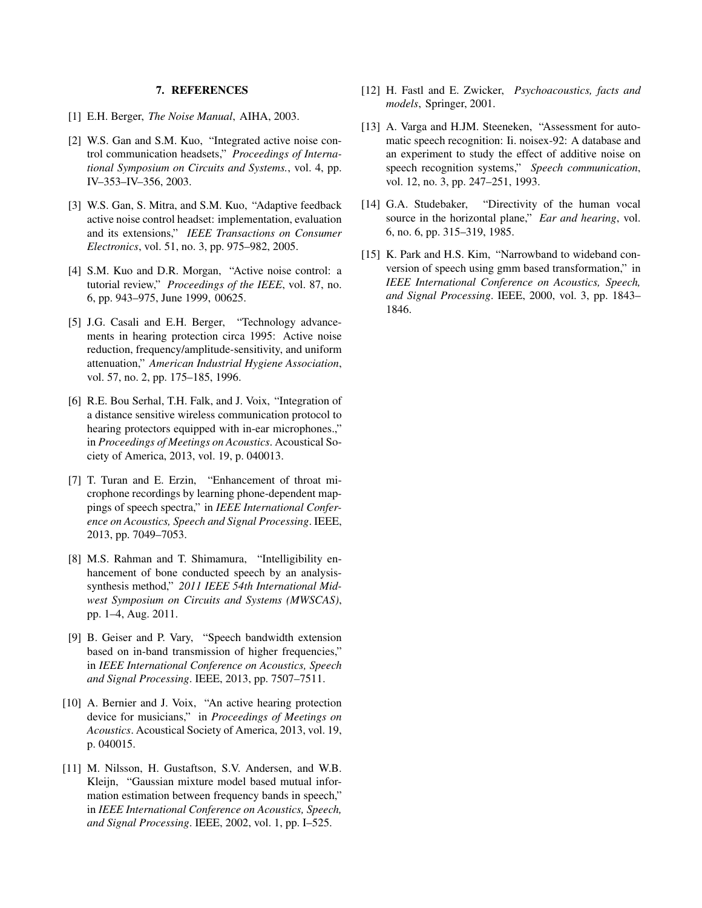## 7. REFERENCES

[1] E.H. Berger, *The Noise Manual*, AIHA, 2003.

[2] W.S. Gan and S.M. Kuo, "Integrated active noise control communication headsets," *Proceedings of International Symposium on Circuits and Systems.*, vol. 4, pp. IV–353–IV–356, 2003.

[3] W.S. Gan, S. Mitra, and S.M. Kuo, "Adaptive feedback active noise control headset: implementation, evaluation and its extensions," *IEEE Transactions on Consumer Electronics*, vol. 51, no. 3, pp. 975–982, 2005.

[4] S.M. Kuo and D.R. Morgan, "Active noise control: a tutorial review," *Proceedings of the IEEE*, vol. 87, no. 6, pp. 943–975, June 1999, 00625.

[5] J.G. Casali and E.H. Berger, "Technology advancements in hearing protection circa 1995: Active noise reduction, frequency/amplitude-sensitivity, and uniform attenuation," *American Industrial Hygiene Association*, vol. 57, no. 2, pp. 175–185, 1996.

[6] R.E. Bou Serhal, T.H. Falk, and J. Voix, "Integration of a distance sensitive wireless communication protocol to hearing protectors equipped with in-ear microphones.," in *Proceedings of Meetings on Acoustics*. Acoustical Society of America, 2013, vol. 19, p. 040013.

[7] T. Turan and E. Erzin, "Enhancement of throat microphone recordings by learning phone-dependent mappings of speech spectra," in *IEEE International Conference on Acoustics, Speech and Signal Processing*. IEEE, 2013, pp. 7049–7053.

[8] M.S. Rahman and T. Shimamura, "Intelligibility enhancement of bone conducted speech by an analysis-synthesis method," *2011 IEEE 54th International Midwest Symposium on Circuits and Systems (MWSCAS)*, pp. 1–4, Aug. 2011.

[9] B. Geiser and P. Vary, "Speech bandwidth extension based on in-band transmission of higher frequencies," in *IEEE International Conference on Acoustics, Speech and Signal Processing*. IEEE, 2013, pp. 7507–7511.

[10] A. Bernier and J. Voix, "An active hearing protection device for musicians," in *Proceedings of Meetings on Acoustics*. Acoustical Society of America, 2013, vol. 19, p. 040015.

[11] M. Nilsson, H. Gustaftson, S.V. Andersen, and W.B. Kleijn, "Gaussian mixture model based mutual information estimation between frequency bands in speech," in *IEEE International Conference on Acoustics, Speech, and Signal Processing*. IEEE, 2002, vol. 1, pp. I–525.

[12] H. Fastl and E. Zwicker, *Psychoacoustics, facts and models*, Springer, 2001.

[13] A. Varga and H.JM. Steeneken, "Assessment for automatic speech recognition: Ii. noisex-92: A database and an experiment to study the effect of additive noise on speech recognition systems," *Speech communication*, vol. 12, no. 3, pp. 247–251, 1993.

[14] G.A. Studebaker, "Directivity of the human vocal source in the horizontal plane," *Ear and hearing*, vol. 6, no. 6, pp. 315–319, 1985.

[15] K. Park and H.S. Kim, "Narrowband to wideband conversion of speech using gmm based transformation," in *IEEE International Conference on Acoustics, Speech, and Signal Processing*. IEEE, 2000, vol. 3, pp. 1843–1846.